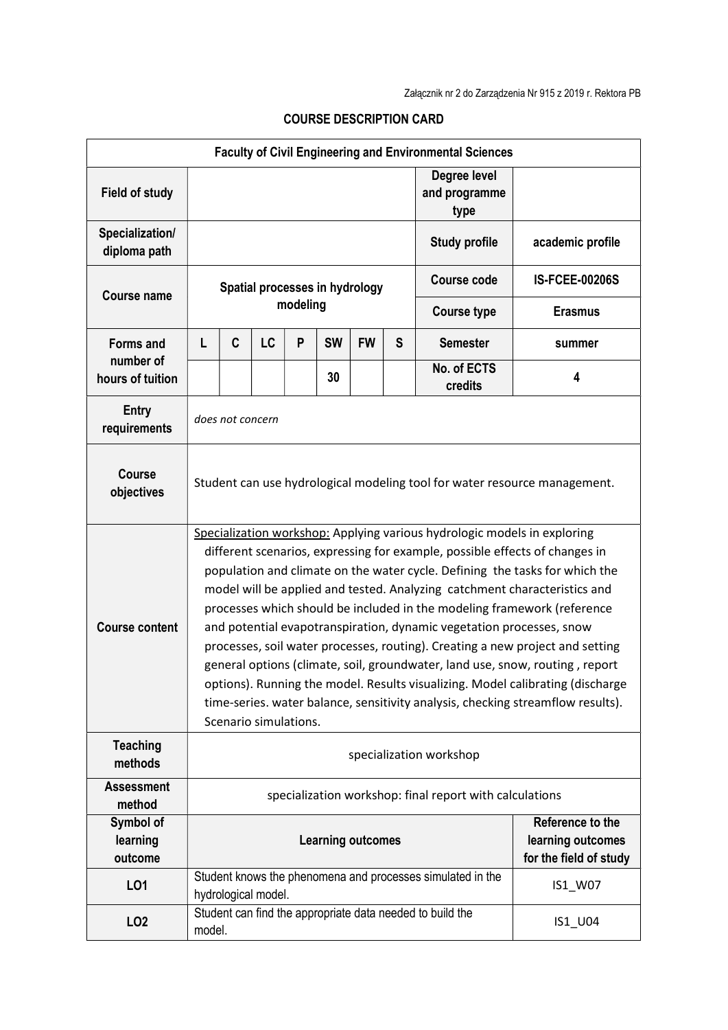Załącznik nr 2 do Zarządzenia Nr 915 z 2019 r. Rektora PB

# COURSE DESCRIPTION CARD

| Faculty of Civil Engineering and Environmental Sciences | | | | | | | | | |
|---|---|---|---|---|---|---|---|---|---|
| **Field of study** | | | | | | | | **Degree level and programme type** | |
| **Specialization/ diploma path** | | | | | | | | **Study profile** | academic profile |
| **Course name** | Spatial processes in hydrology modeling | | | | | | | **Course code** | **IS-FCEE-00206S** |
| | | | | | | | | **Course type** | **Erasmus** |
| **Forms and number of hours of tuition** | **L** | **C** | **LC** | **P** | **SW** | **FW** | **S** | **Semester** | summer |
| | | | | | 30 | | | **No. of ECTS credits** | 4 |
| **Entry requirements** | *does not concern* | | | | | | | | |
| **Course objectives** | Student can use hydrological modeling tool for water resource management. | | | | | | | | |
| **Course content** | Specialization workshop: Applying various hydrologic models in exploring different scenarios, expressing for example, possible effects of changes in population and climate on the water cycle. Defining the tasks for which the model will be applied and tested. Analyzing catchment characteristics and processes which should be included in the modeling framework (reference and potential evapotranspiration, dynamic vegetation processes, snow processes, soil water processes, routing). Creating a new project and setting general options (climate, soil, groundwater, land use, snow, routing , report options). Running the model. Results visualizing. Model calibrating (discharge time-series. water balance, sensitivity analysis, checking streamflow results). Scenario simulations. | | | | | | | | |
| **Teaching methods** | specialization workshop | | | | | | | | |
| **Assessment method** | specialization workshop: final report with calculations | | | | | | | | |
| **Symbol of learning outcome** | **Learning outcomes** | | | | | | | | **Reference to the learning outcomes for the field of study** |
| **LO1** | Student knows the phenomena and processes simulated in the hydrological model. | | | | | | | | IS1_W07 |
| **LO2** | Student can find the appropriate data needed to build the model. | | | | | | | | IS1_U04 |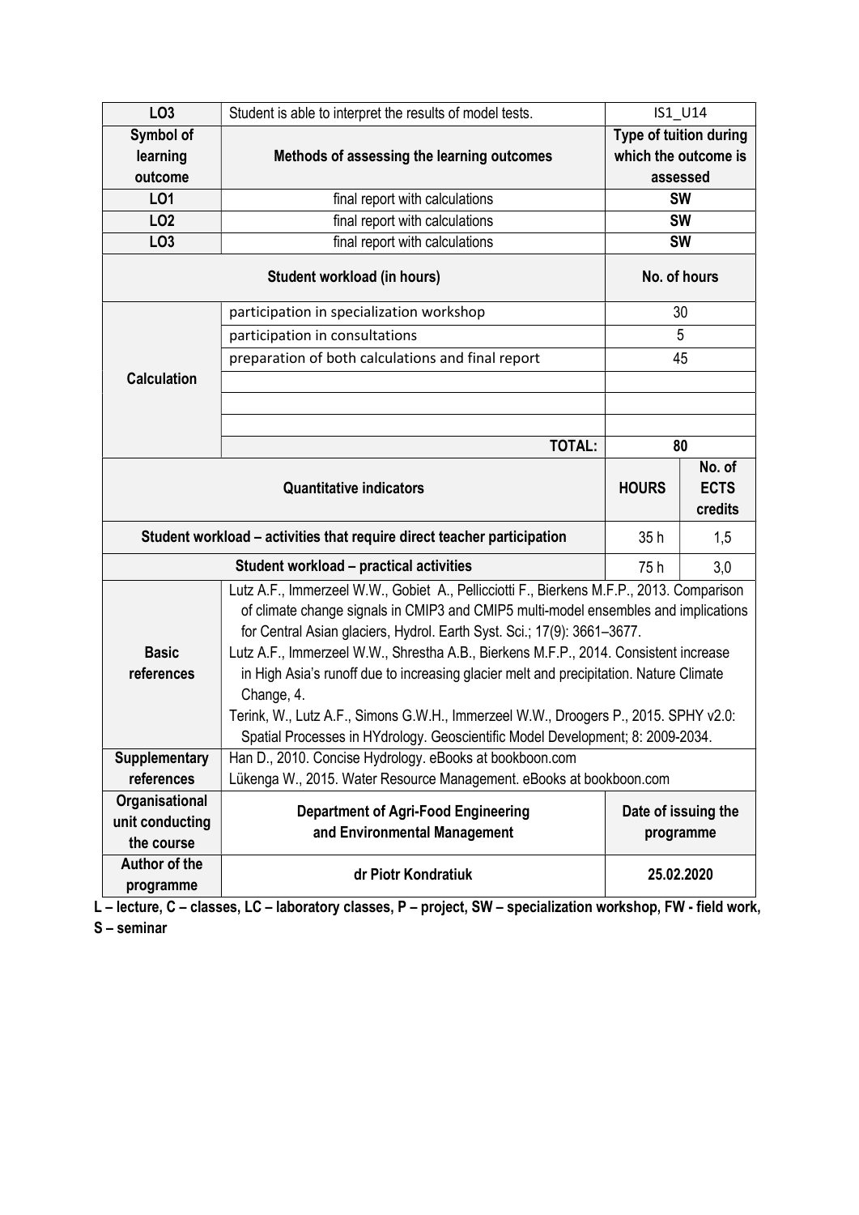| | | | |
|---|---|---|---|
| **LO3** | Student is able to interpret the results of model tests. | IS1_U14 | |
| **Symbol of learning outcome** | **Methods of assessing the learning outcomes** | **Type of tuition during which the outcome is assessed** | |
| **LO1** | final report with calculations | **SW** | |
| **LO2** | final report with calculations | **SW** | |
| **LO3** | final report with calculations | **SW** | |
| **Student workload (in hours)** | | **No. of hours** | |
| **Calculation** | participation in specialization workshop | 30 | |
| | participation in consultations | 5 | |
| | preparation of both calculations and final report | 45 | |
| | | | |
| | | | |
| | | | |
| | **TOTAL:** | **80** | |
| **Quantitative indicators** | | **HOURS** | **No. of ECTS credits** |
| **Student workload – activities that require direct teacher participation** | | 35 h | 1,5 |
| **Student workload – practical activities** | | 75 h | 3,0 |
| **Basic references** | Lutz A.F., Immerzeel W.W., Gobiet A., Pellicciotti F., Bierkens M.F.P., 2013. Comparison of climate change signals in CMIP3 and CMIP5 multi-model ensembles and implications for Central Asian glaciers, Hydrol. Earth Syst. Sci.; 17(9): 3661–3677.<br>Lutz A.F., Immerzeel W.W., Shrestha A.B., Bierkens M.F.P., 2014. Consistent increase in High Asia's runoff due to increasing glacier melt and precipitation. Nature Climate Change, 4.<br>Terink, W., Lutz A.F., Simons G.W.H., Immerzeel W.W., Droogers P., 2015. SPHY v2.0: Spatial Processes in HYdrology. Geoscientific Model Development; 8: 2009-2034. | | |
| **Supplementary references** | Han D., 2010. Concise Hydrology. eBooks at bookboon.com<br>Lükenga W., 2015. Water Resource Management. eBooks at bookboon.com | | |
| **Organisational unit conducting the course** | **Department of Agri-Food Engineering and Environmental Management** | **Date of issuing the programme** | |
| **Author of the programme** | **dr Piotr Kondratiuk** | **25.02.2020** | |

**L – lecture, C – classes, LC – laboratory classes, P – project, SW – specialization workshop, FW - field work, S – seminar**